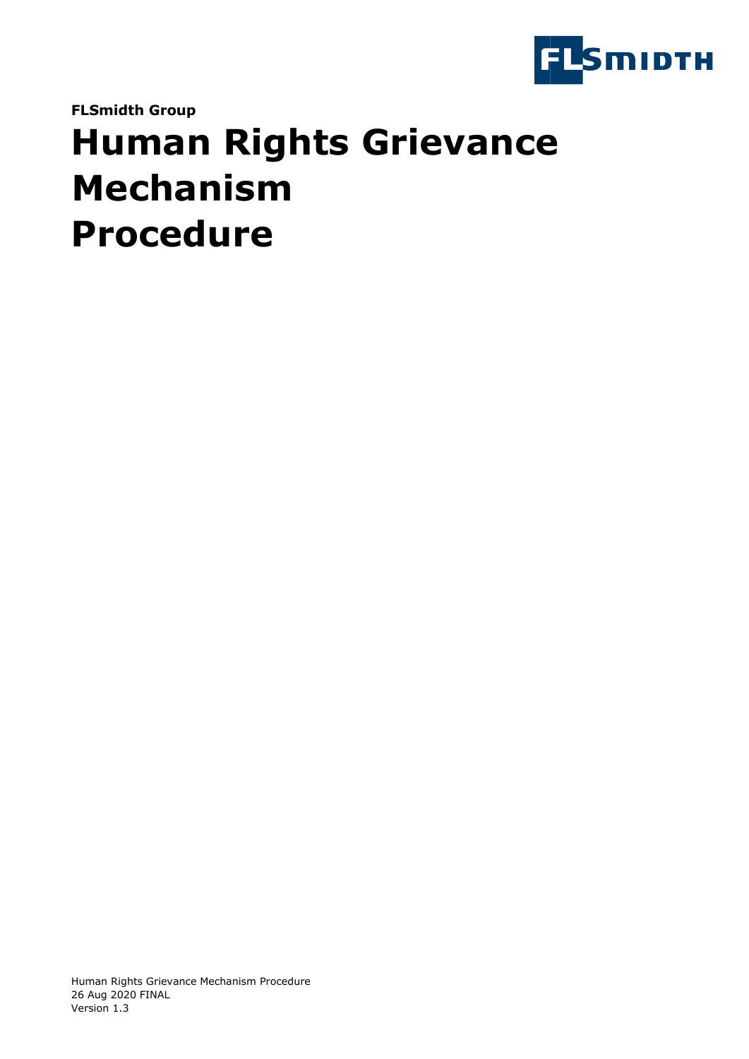**FLSmidth Group**

# Human Rights Grievance Mechanism Procedure

Human Rights Grievance Mechanism Procedure
26 Aug 2020 FINAL
Version 1.3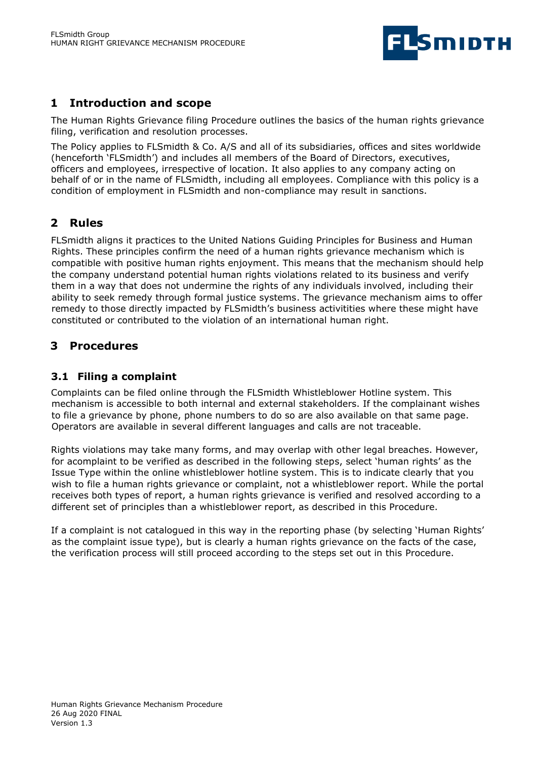## 1 Introduction and scope

The Human Rights Grievance filing Procedure outlines the basics of the human rights grievance filing, verification and resolution processes.

The Policy applies to FLSmidth & Co. A/S and all of its subsidiaries, offices and sites worldwide (henceforth 'FLSmidth') and includes all members of the Board of Directors, executives, officers and employees, irrespective of location. It also applies to any company acting on behalf of or in the name of FLSmidth, including all employees. Compliance with this policy is a condition of employment in FLSmidth and non-compliance may result in sanctions.

## 2 Rules

FLSmidth aligns it practices to the United Nations Guiding Principles for Business and Human Rights. These principles confirm the need of a human rights grievance mechanism which is compatible with positive human rights enjoyment. This means that the mechanism should help the company understand potential human rights violations related to its business and verify them in a way that does not undermine the rights of any individuals involved, including their ability to seek remedy through formal justice systems. The grievance mechanism aims to offer remedy to those directly impacted by FLSmidth's business activities where these might have constituted or contributed to the violation of an international human right.

## 3 Procedures

### 3.1 Filing a complaint

Complaints can be filed online through the FLSmidth Whistleblower Hotline system. This mechanism is accessible to both internal and external stakeholders. If the complainant wishes to file a grievance by phone, phone numbers to do so are also available on that same page. Operators are available in several different languages and calls are not traceable.

Rights violations may take many forms, and may overlap with other legal breaches. However, for acomplaint to be verified as described in the following steps, select 'human rights' as the Issue Type within the online whistleblower hotline system. This is to indicate clearly that you wish to file a human rights grievance or complaint, not a whistleblower report. While the portal receives both types of report, a human rights grievance is verified and resolved according to a different set of principles than a whistleblower report, as described in this Procedure.

If a complaint is not catalogued in this way in the reporting phase (by selecting 'Human Rights' as the complaint issue type), but is clearly a human rights grievance on the facts of the case, the verification process will still proceed according to the steps set out in this Procedure.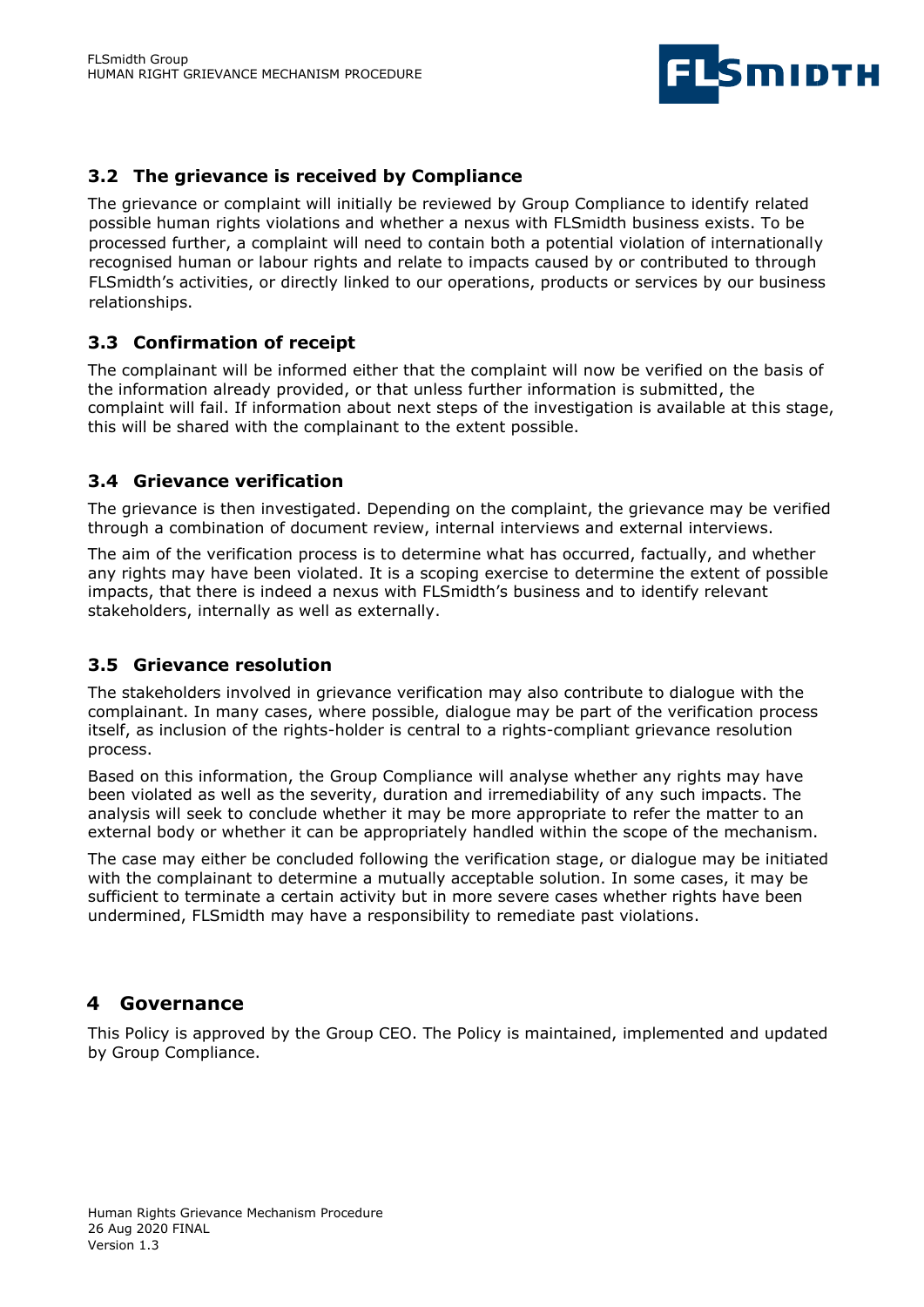### 3.2 The grievance is received by Compliance

The grievance or complaint will initially be reviewed by Group Compliance to identify related possible human rights violations and whether a nexus with FLSmidth business exists. To be processed further, a complaint will need to contain both a potential violation of internationally recognised human or labour rights and relate to impacts caused by or contributed to through FLSmidth's activities, or directly linked to our operations, products or services by our business relationships.

### 3.3 Confirmation of receipt

The complainant will be informed either that the complaint will now be verified on the basis of the information already provided, or that unless further information is submitted, the complaint will fail. If information about next steps of the investigation is available at this stage, this will be shared with the complainant to the extent possible.

### 3.4 Grievance verification

The grievance is then investigated. Depending on the complaint, the grievance may be verified through a combination of document review, internal interviews and external interviews.

The aim of the verification process is to determine what has occurred, factually, and whether any rights may have been violated. It is a scoping exercise to determine the extent of possible impacts, that there is indeed a nexus with FLSmidth's business and to identify relevant stakeholders, internally as well as externally.

### 3.5 Grievance resolution

The stakeholders involved in grievance verification may also contribute to dialogue with the complainant. In many cases, where possible, dialogue may be part of the verification process itself, as inclusion of the rights-holder is central to a rights-compliant grievance resolution process.

Based on this information, the Group Compliance will analyse whether any rights may have been violated as well as the severity, duration and irremediability of any such impacts. The analysis will seek to conclude whether it may be more appropriate to refer the matter to an external body or whether it can be appropriately handled within the scope of the mechanism.

The case may either be concluded following the verification stage, or dialogue may be initiated with the complainant to determine a mutually acceptable solution. In some cases, it may be sufficient to terminate a certain activity but in more severe cases whether rights have been undermined, FLSmidth may have a responsibility to remediate past violations.

## 4 Governance

This Policy is approved by the Group CEO. The Policy is maintained, implemented and updated by Group Compliance.